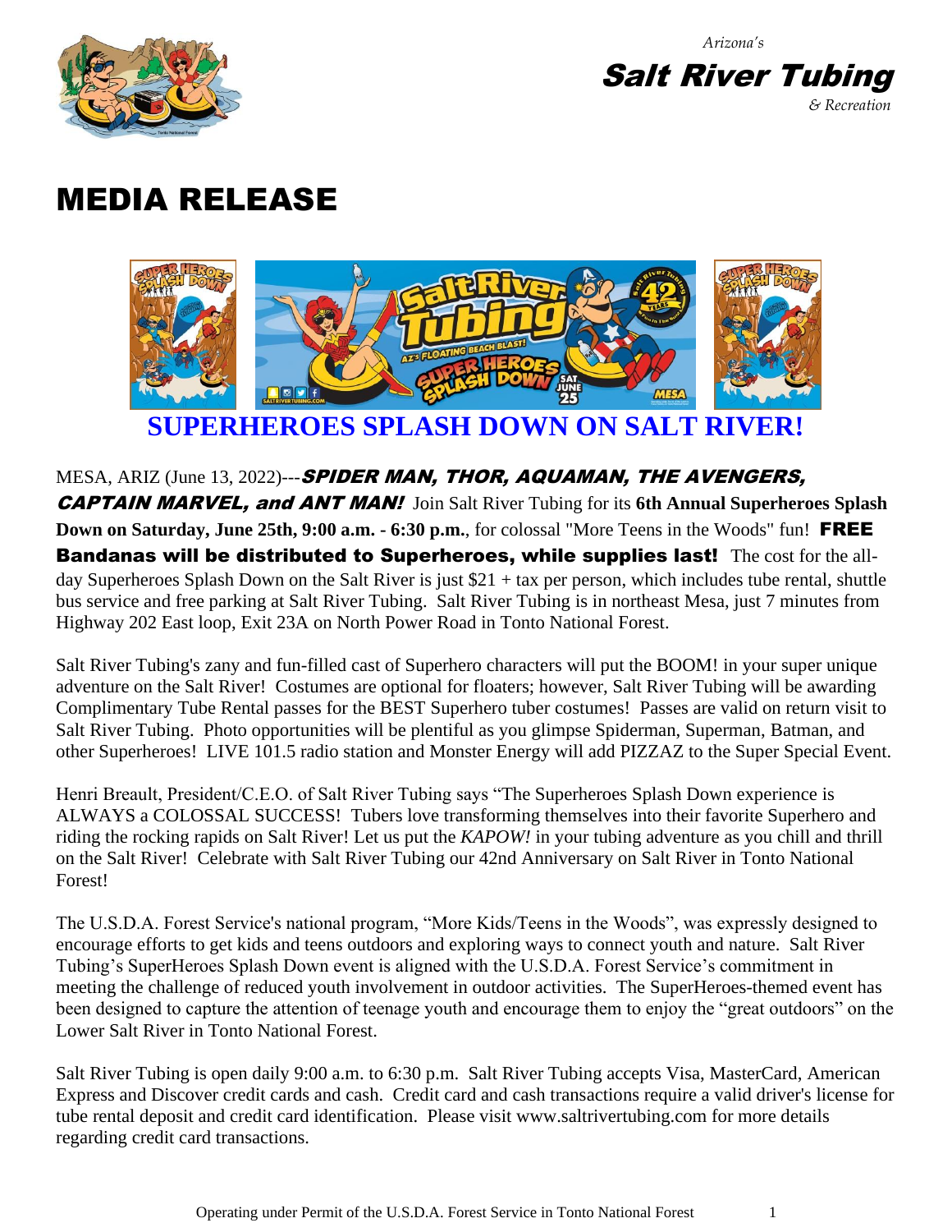Arizona's

**Salt River Tubing**

*& Recreation*

# MEDIA RELEASE

## SUPERHEROES SPLASH DOWN ON SALT RIVER!

MESA, ARIZ (June 13, 2022)---***SPIDER MAN, THOR, AQUAMAN, THE AVENGERS, CAPTAIN MARVEL, and ANT MAN!*** Join Salt River Tubing for its **6th Annual Superheroes Splash Down on Saturday, June 25th, 9:00 a.m. - 6:30 p.m.**, for colossal "More Teens in the Woods" fun! **FREE Bandanas will be distributed to Superheroes, while supplies last!** The cost for the all-day Superheroes Splash Down on the Salt River is just $21 + tax per person, which includes tube rental, shuttle bus service and free parking at Salt River Tubing. Salt River Tubing is in northeast Mesa, just 7 minutes from Highway 202 East loop, Exit 23A on North Power Road in Tonto National Forest.

Salt River Tubing's zany and fun-filled cast of Superhero characters will put the BOOM! in your super unique adventure on the Salt River! Costumes are optional for floaters; however, Salt River Tubing will be awarding Complimentary Tube Rental passes for the BEST Superhero tuber costumes! Passes are valid on return visit to Salt River Tubing. Photo opportunities will be plentiful as you glimpse Spiderman, Superman, Batman, and other Superheroes! LIVE 101.5 radio station and Monster Energy will add PIZZAZ to the Super Special Event.

Henri Breault, President/C.E.O. of Salt River Tubing says "The Superheroes Splash Down experience is ALWAYS a COLOSSAL SUCCESS! Tubers love transforming themselves into their favorite Superhero and riding the rocking rapids on Salt River! Let us put the *KAPOW!* in your tubing adventure as you chill and thrill on the Salt River! Celebrate with Salt River Tubing our 42nd Anniversary on Salt River in Tonto National Forest!

The U.S.D.A. Forest Service's national program, "More Kids/Teens in the Woods", was expressly designed to encourage efforts to get kids and teens outdoors and exploring ways to connect youth and nature. Salt River Tubing's SuperHeroes Splash Down event is aligned with the U.S.D.A. Forest Service's commitment in meeting the challenge of reduced youth involvement in outdoor activities. The SuperHeroes-themed event has been designed to capture the attention of teenage youth and encourage them to enjoy the "great outdoors" on the Lower Salt River in Tonto National Forest.

Salt River Tubing is open daily 9:00 a.m. to 6:30 p.m. Salt River Tubing accepts Visa, MasterCard, American Express and Discover credit cards and cash. Credit card and cash transactions require a valid driver's license for tube rental deposit and credit card identification. Please visit www.saltrivertubing.com for more details regarding credit card transactions.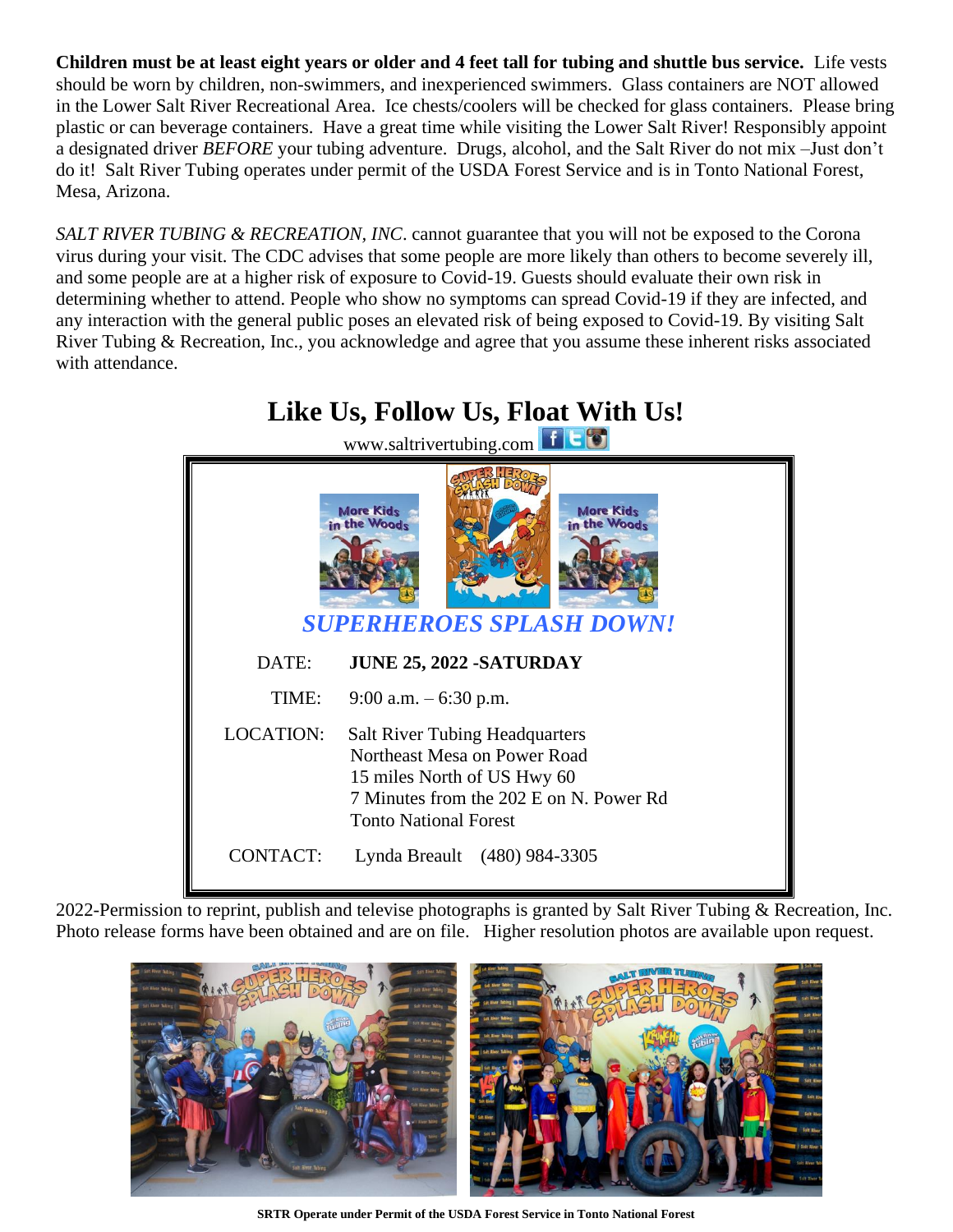**Children must be at least eight years or older and 4 feet tall for tubing and shuttle bus service.** Life vests should be worn by children, non-swimmers, and inexperienced swimmers. Glass containers are NOT allowed in the Lower Salt River Recreational Area. Ice chests/coolers will be checked for glass containers. Please bring plastic or can beverage containers. Have a great time while visiting the Lower Salt River! Responsibly appoint a designated driver *BEFORE* your tubing adventure. Drugs, alcohol, and the Salt River do not mix –Just don't do it! Salt River Tubing operates under permit of the USDA Forest Service and is in Tonto National Forest, Mesa, Arizona.

*SALT RIVER TUBING & RECREATION, INC*. cannot guarantee that you will not be exposed to the Corona virus during your visit. The CDC advises that some people are more likely than others to become severely ill, and some people are at a higher risk of exposure to Covid-19. Guests should evaluate their own risk in determining whether to attend. People who show no symptoms can spread Covid-19 if they are infected, and any interaction with the general public poses an elevated risk of being exposed to Covid-19. By visiting Salt River Tubing & Recreation, Inc., you acknowledge and agree that you assume these inherent risks associated with attendance.

# Like Us, Follow Us, Float With Us!

www.saltrivertubing.com

## *SUPERHEROES SPLASH DOWN!*

| | |
|---|---|
| DATE: | **JUNE 25, 2022 -SATURDAY** |
| TIME: | 9:00 a.m. – 6:30 p.m. |
| LOCATION: | Salt River Tubing Headquarters<br>Northeast Mesa on Power Road<br>15 miles North of US Hwy 60<br>7 Minutes from the 202 E on N. Power Rd<br>Tonto National Forest |
| CONTACT: | Lynda Breault (480) 984-3305 |

2022-Permission to reprint, publish and televise photographs is granted by Salt River Tubing & Recreation, Inc. Photo release forms have been obtained and are on file. Higher resolution photos are available upon request.

**SRTR Operate under Permit of the USDA Forest Service in Tonto National Forest**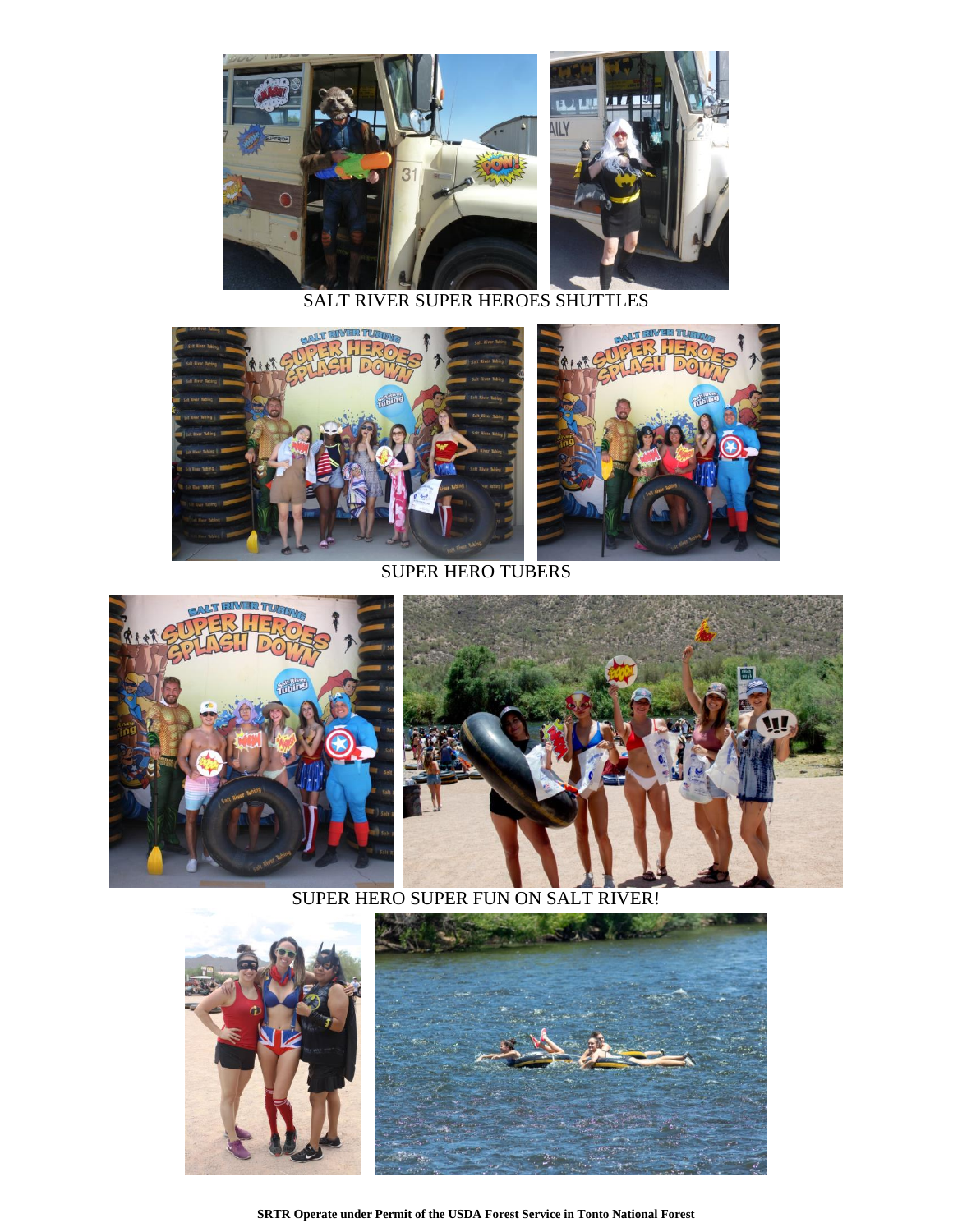SALT RIVER SUPER HEROES SHUTTLES

SUPER HERO TUBERS

SUPER HERO SUPER FUN ON SALT RIVER!

**SRTR Operate under Permit of the USDA Forest Service in Tonto National Forest**